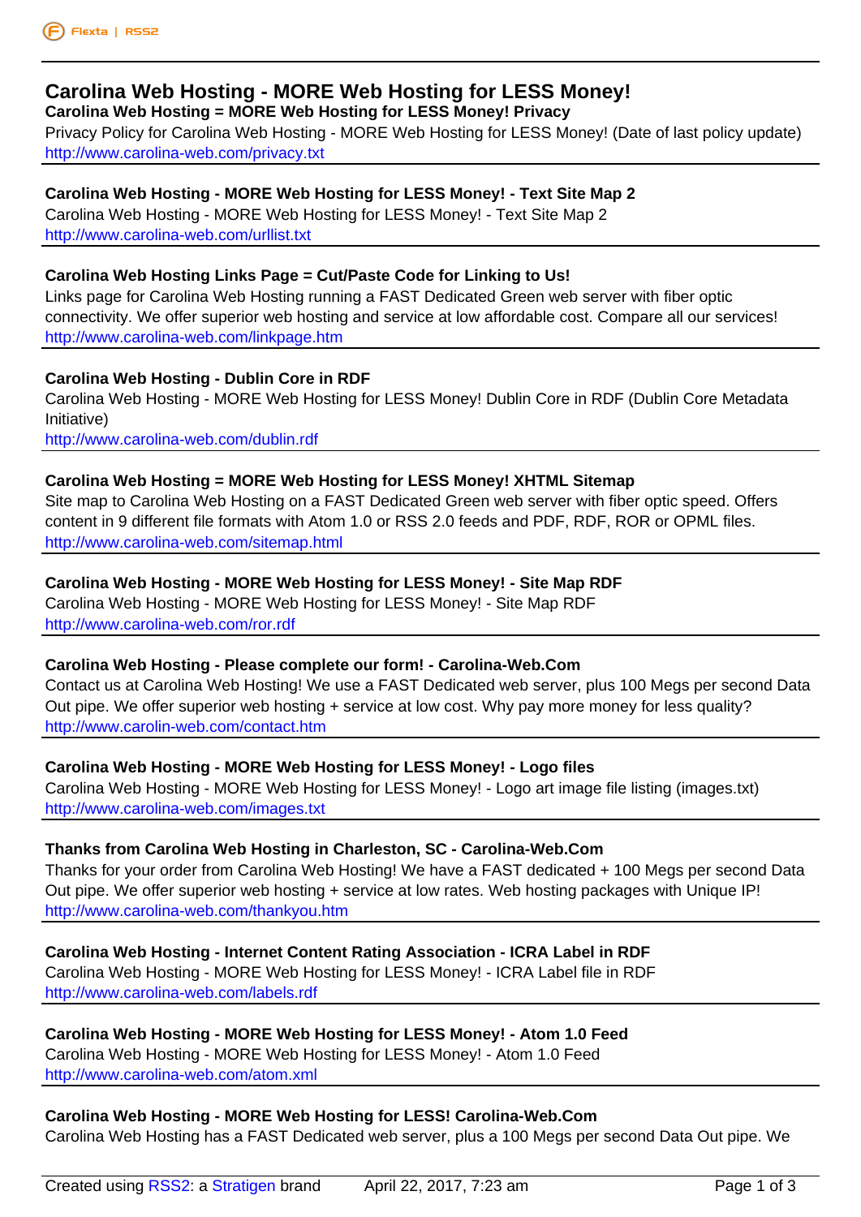# Carolina Web Hosting - MORE Web Hosting for LESS Money!

**Carolina Web Hosting = MORE Web Hosting for LESS Money! Privacy**

Privacy Policy for Carolina Web Hosting - MORE Web Hosting for LESS Money! (Date of last policy update)

http://www.carolina-web.com/privacy.txt

---

**Carolina Web Hosting - MORE Web Hosting for LESS Money! - Text Site Map 2**

Carolina Web Hosting - MORE Web Hosting for LESS Money! - Text Site Map 2

http://www.carolina-web.com/urllist.txt

---

**Carolina Web Hosting Links Page = Cut/Paste Code for Linking to Us!**

Links page for Carolina Web Hosting running a FAST Dedicated Green web server with fiber optic connectivity. We offer superior web hosting and service at low affordable cost. Compare all our services!

http://www.carolina-web.com/linkpage.htm

---

**Carolina Web Hosting - Dublin Core in RDF**

Carolina Web Hosting - MORE Web Hosting for LESS Money! Dublin Core in RDF (Dublin Core Metadata Initiative)

http://www.carolina-web.com/dublin.rdf

---

**Carolina Web Hosting = MORE Web Hosting for LESS Money! XHTML Sitemap**

Site map to Carolina Web Hosting on a FAST Dedicated Green web server with fiber optic speed. Offers content in 9 different file formats with Atom 1.0 or RSS 2.0 feeds and PDF, RDF, ROR or OPML files.

http://www.carolina-web.com/sitemap.html

---

**Carolina Web Hosting - MORE Web Hosting for LESS Money! - Site Map RDF**

Carolina Web Hosting - MORE Web Hosting for LESS Money! - Site Map RDF

http://www.carolina-web.com/ror.rdf

---

**Carolina Web Hosting - Please complete our form! - Carolina-Web.Com**

Contact us at Carolina Web Hosting! We use a FAST Dedicated web server, plus 100 Megs per second Data Out pipe. We offer superior web hosting + service at low cost. Why pay more money for less quality?

http://www.carolin-web.com/contact.htm

---

**Carolina Web Hosting - MORE Web Hosting for LESS Money! - Logo files**

Carolina Web Hosting - MORE Web Hosting for LESS Money! - Logo art image file listing (images.txt)

http://www.carolina-web.com/images.txt

---

**Thanks from Carolina Web Hosting in Charleston, SC - Carolina-Web.Com**

Thanks for your order from Carolina Web Hosting! We have a FAST dedicated + 100 Megs per second Data Out pipe. We offer superior web hosting + service at low rates. Web hosting packages with Unique IP!

http://www.carolina-web.com/thankyou.htm

---

**Carolina Web Hosting - Internet Content Rating Association - ICRA Label in RDF**

Carolina Web Hosting - MORE Web Hosting for LESS Money! - ICRA Label file in RDF

http://www.carolina-web.com/labels.rdf

---

**Carolina Web Hosting - MORE Web Hosting for LESS Money! - Atom 1.0 Feed**

Carolina Web Hosting - MORE Web Hosting for LESS Money! - Atom 1.0 Feed

http://www.carolina-web.com/atom.xml

---

**Carolina Web Hosting - MORE Web Hosting for LESS! Carolina-Web.Com**

Carolina Web Hosting has a FAST Dedicated web server, plus a 100 Megs per second Data Out pipe. We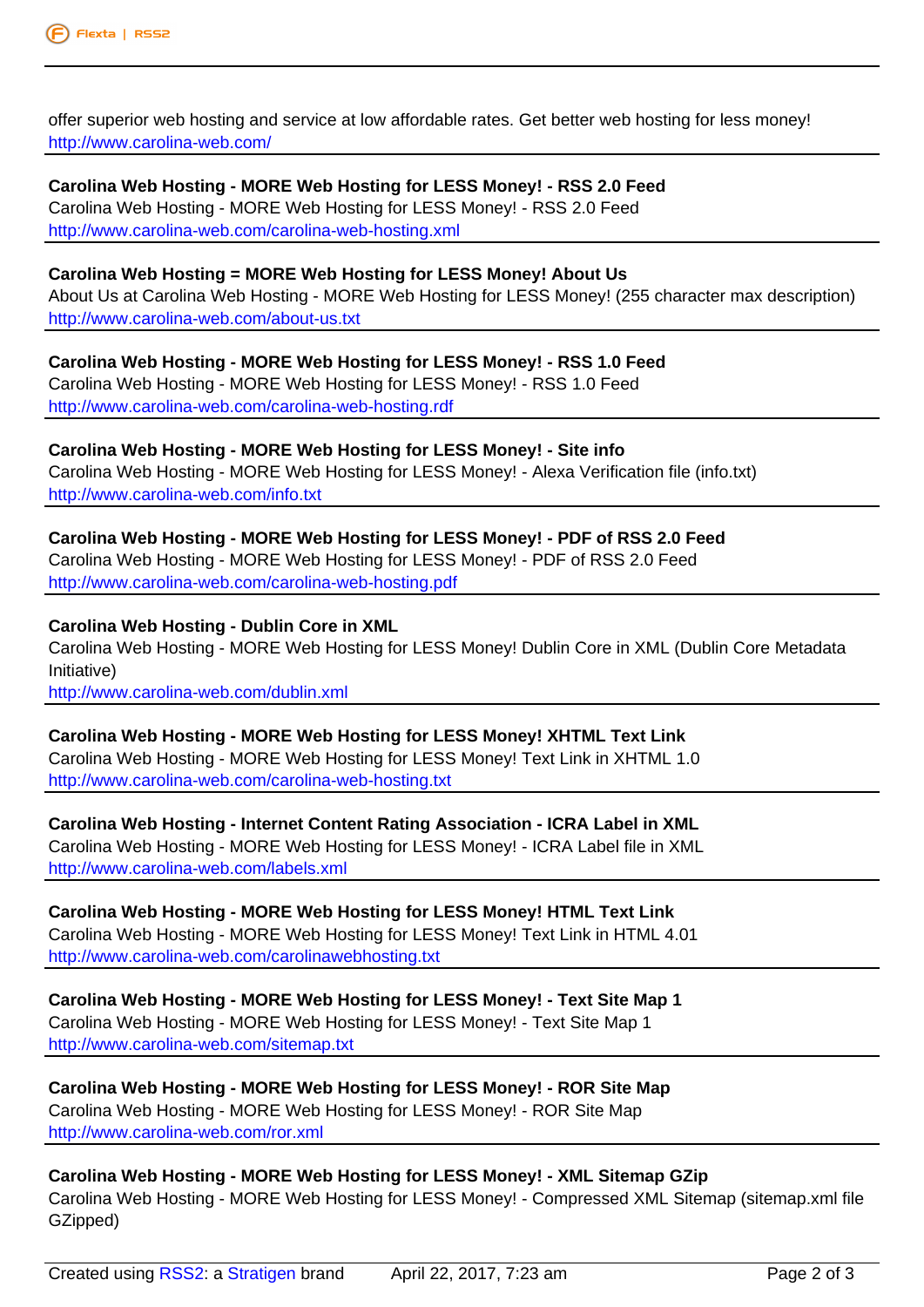offer superior web hosting and service at low affordable rates. Get better web hosting for less money!
http://www.carolina-web.com/

---

**Carolina Web Hosting - MORE Web Hosting for LESS Money! - RSS 2.0 Feed**
Carolina Web Hosting - MORE Web Hosting for LESS Money! - RSS 2.0 Feed
http://www.carolina-web.com/carolina-web-hosting.xml

---

**Carolina Web Hosting = MORE Web Hosting for LESS Money! About Us**
About Us at Carolina Web Hosting - MORE Web Hosting for LESS Money! (255 character max description)
http://www.carolina-web.com/about-us.txt

---

**Carolina Web Hosting - MORE Web Hosting for LESS Money! - RSS 1.0 Feed**
Carolina Web Hosting - MORE Web Hosting for LESS Money! - RSS 1.0 Feed
http://www.carolina-web.com/carolina-web-hosting.rdf

---

**Carolina Web Hosting - MORE Web Hosting for LESS Money! - Site info**
Carolina Web Hosting - MORE Web Hosting for LESS Money! - Alexa Verification file (info.txt)
http://www.carolina-web.com/info.txt

---

**Carolina Web Hosting - MORE Web Hosting for LESS Money! - PDF of RSS 2.0 Feed**
Carolina Web Hosting - MORE Web Hosting for LESS Money! - PDF of RSS 2.0 Feed
http://www.carolina-web.com/carolina-web-hosting.pdf

---

**Carolina Web Hosting - Dublin Core in XML**
Carolina Web Hosting - MORE Web Hosting for LESS Money! Dublin Core in XML (Dublin Core Metadata Initiative)
http://www.carolina-web.com/dublin.xml

---

**Carolina Web Hosting - MORE Web Hosting for LESS Money! XHTML Text Link**
Carolina Web Hosting - MORE Web Hosting for LESS Money! Text Link in XHTML 1.0
http://www.carolina-web.com/carolina-web-hosting.txt

---

**Carolina Web Hosting - Internet Content Rating Association - ICRA Label in XML**
Carolina Web Hosting - MORE Web Hosting for LESS Money! - ICRA Label file in XML
http://www.carolina-web.com/labels.xml

---

**Carolina Web Hosting - MORE Web Hosting for LESS Money! HTML Text Link**
Carolina Web Hosting - MORE Web Hosting for LESS Money! Text Link in HTML 4.01
http://www.carolina-web.com/carolinawebhosting.txt

---

**Carolina Web Hosting - MORE Web Hosting for LESS Money! - Text Site Map 1**
Carolina Web Hosting - MORE Web Hosting for LESS Money! - Text Site Map 1
http://www.carolina-web.com/sitemap.txt

---

**Carolina Web Hosting - MORE Web Hosting for LESS Money! - ROR Site Map**
Carolina Web Hosting - MORE Web Hosting for LESS Money! - ROR Site Map
http://www.carolina-web.com/ror.xml

---

**Carolina Web Hosting - MORE Web Hosting for LESS Money! - XML Sitemap GZip**
Carolina Web Hosting - MORE Web Hosting for LESS Money! - Compressed XML Sitemap (sitemap.xml file GZipped)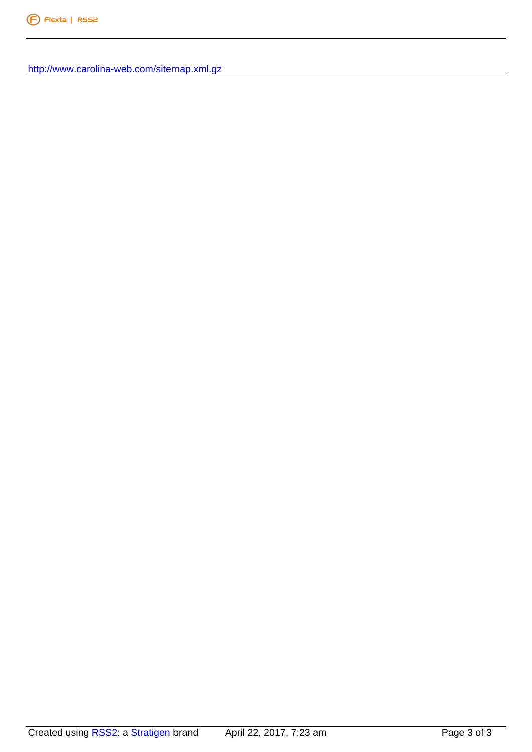http://www.carolina-web.com/sitemap.xml.gz